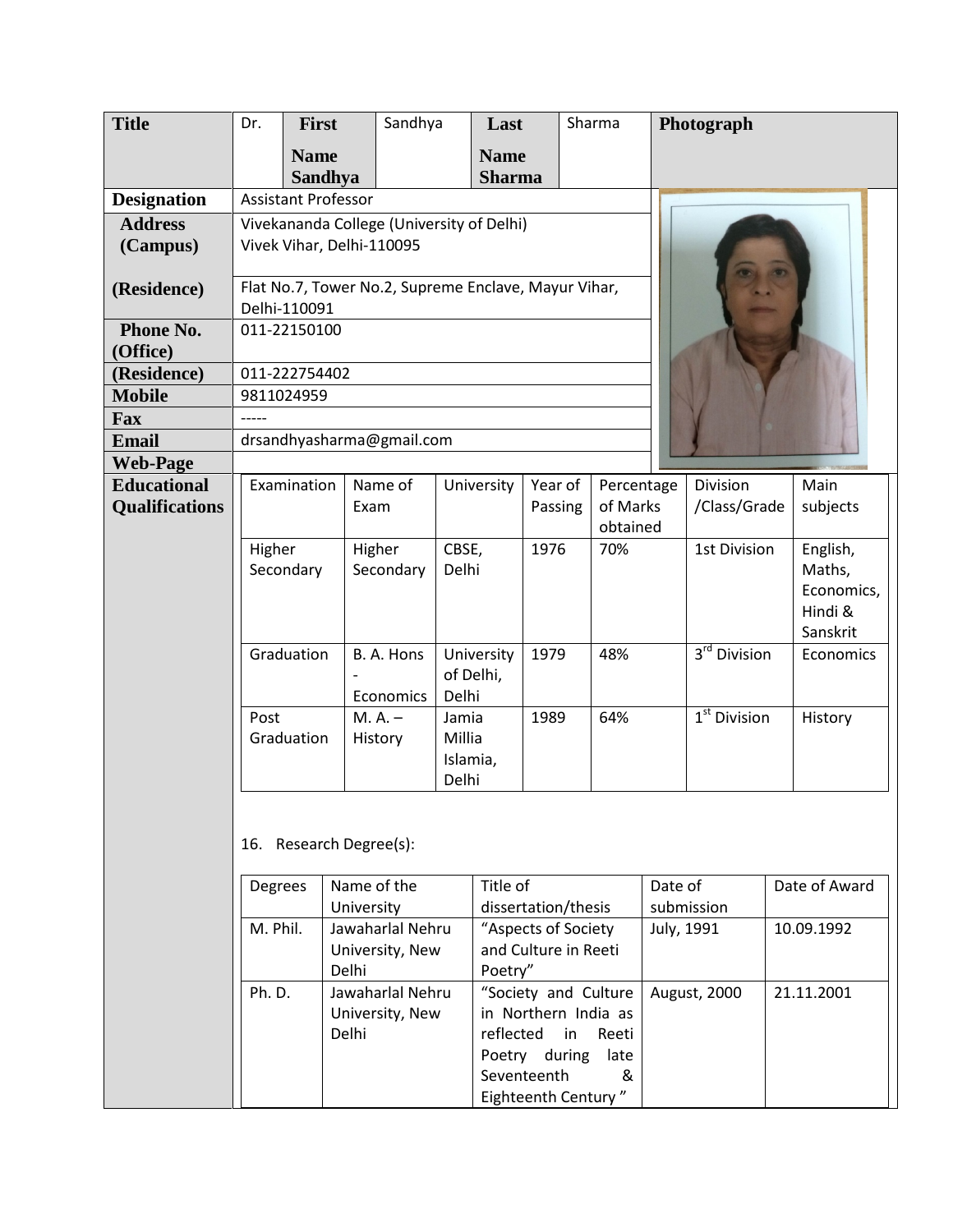| Title | Dr. | First Name Sandhya | Sandhya | Last Name Sharma | Sharma | Photograph |
|---|---|---|---|---|---|---|
| Designation | Assistant Professor | | | | | |
| Address (Campus) | Vivekananda College (University of Delhi) Vivek Vihar, Delhi-110095 | | | | | |
| (Residence) | Flat No.7, Tower No.2, Supreme Enclave, Mayur Vihar, Delhi-110091 | | | | | |
| Phone No. (Office) | 011-22150100 | | | | | |
| (Residence) | 011-222754402 | | | | | |
| Mobile | 9811024959 | | | | | |
| Fax | ----- | | | | | |
| Email | drsandhyasharma@gmail.com | | | | | |
| Web-Page | | | | | | |

**Educational Qualifications**

| Examination | Name of Exam | University | Year of Passing | Percentage of Marks obtained | Division /Class/Grade | Main subjects |
|---|---|---|---|---|---|---|
| Higher Secondary | Higher Secondary | CBSE, Delhi | 1976 | 70% | 1st Division | English, Maths, Economics, Hindi & Sanskrit |
| Graduation | B. A. Hons - Economics | University of Delhi, Delhi | 1979 | 48% | 3rd Division | Economics |
| Post Graduation | M. A. – History | Jamia Millia Islamia, Delhi | 1989 | 64% | 1st Division | History |

16. Research Degree(s):

| Degrees | Name of the University | Title of dissertation/thesis | Date of submission | Date of Award |
|---|---|---|---|---|
| M. Phil. | Jawaharlal Nehru University, New Delhi | "Aspects of Society and Culture in Reeti Poetry" | July, 1991 | 10.09.1992 |
| Ph. D. | Jawaharlal Nehru University, New Delhi | "Society and Culture in Northern India as reflected in Reeti Poetry during late Seventeenth & Eighteenth Century " | August, 2000 | 21.11.2001 |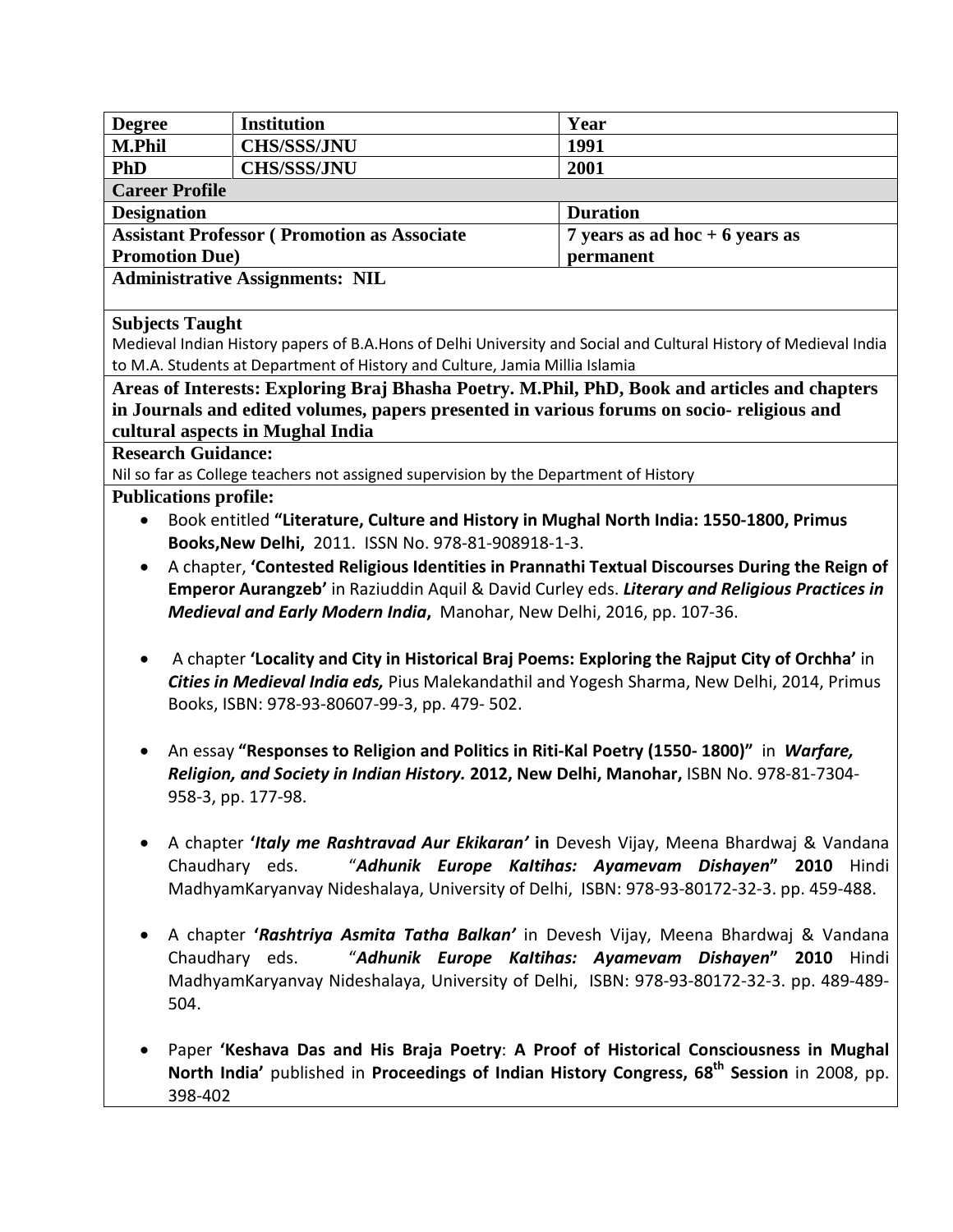| Degree | Institution | Year |
|---|---|---|
| **M.Phil** | **CHS/SSS/JNU** | **1991** |
| **PhD** | **CHS/SSS/JNU** | **2001** |

**Career Profile**

| Designation | Duration |
|---|---|
| **Assistant Professor ( Promotion as Associate Promotion Due)** | **7 years as ad hoc + 6 years as permanent** |

**Administrative Assignments: NIL**

**Subjects Taught**

Medieval Indian History papers of B.A.Hons of Delhi University and Social and Cultural History of Medieval India to M.A. Students at Department of History and Culture, Jamia Millia Islamia

**Areas of Interests: Exploring Braj Bhasha Poetry. M.Phil, PhD, Book and articles and chapters in Journals and edited volumes, papers presented in various forums on socio- religious and cultural aspects in Mughal India**

**Research Guidance:**

Nil so far as College teachers not assigned supervision by the Department of History

**Publications profile:**

- Book entitled **"Literature, Culture and History in Mughal North India: 1550-1800, Primus Books,New Delhi,** 2011. ISSN No. 978-81-908918-1-3.
- A chapter, **'Contested Religious Identities in Prannathi Textual Discourses During the Reign of Emperor Aurangzeb'** in Raziuddin Aquil & David Curley eds. ***Literary and Religious Practices in Medieval and Early Modern India***, Manohar, New Delhi, 2016, pp. 107-36.
- A chapter **'Locality and City in Historical Braj Poems: Exploring the Rajput City of Orchha'** in ***Cities in Medieval India eds,*** Pius Malekandathil and Yogesh Sharma, New Delhi, 2014, Primus Books, ISBN: 978-93-80607-99-3, pp. 479- 502.
- An essay **"Responses to Religion and Politics in Riti-Kal Poetry (1550- 1800)"** in ***Warfare, Religion, and Society in Indian History.*** **2012, New Delhi, Manohar,** ISBN No. 978-81-7304-958-3, pp. 177-98.
- A chapter ***'Italy me Rashtravad Aur Ekikaran'*** **in** Devesh Vijay, Meena Bhardwaj & Vandana Chaudhary eds. "***Adhunik Europe KaItihas: Ayamevam Dishayen*" 2010** Hindi MadhyamKaryanvay Nideshalaya, University of Delhi, ISBN: 978-93-80172-32-3. pp. 459-488.
- A chapter ***'Rashtriya Asmita Tatha Balkan'*** in Devesh Vijay, Meena Bhardwaj & Vandana Chaudhary eds. "***Adhunik Europe KaItihas: Ayamevam Dishayen*" 2010** Hindi MadhyamKaryanvay Nideshalaya, University of Delhi, ISBN: 978-93-80172-32-3. pp. 489-489-504.
- Paper **'Keshava Das and His Braja Poetry**: **A Proof of Historical Consciousness in Mughal North India'** published in **Proceedings of Indian History Congress, 68th Session** in 2008, pp. 398-402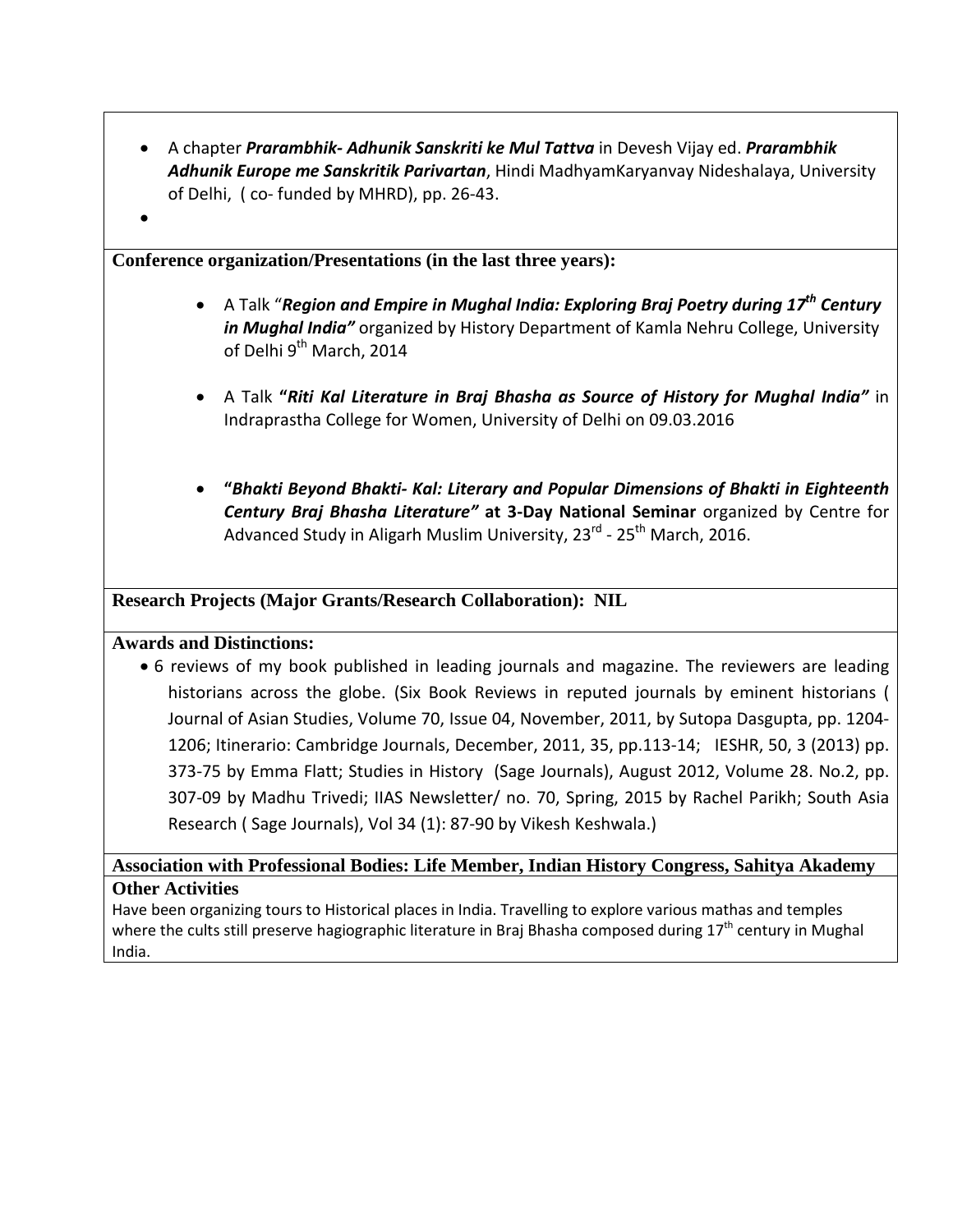- A chapter ***Prarambhik- Adhunik Sanskriti ke Mul Tattva*** in Devesh Vijay ed. ***Prarambhik Adhunik Europe me Sanskritik Parivartan***, Hindi MadhyamKaryanvay Nideshalaya, University of Delhi, ( co- funded by MHRD), pp. 26-43.
-

**Conference organization/Presentations (in the last three years):**

- A Talk "***Region and Empire in Mughal India: Exploring Braj Poetry during 17th Century in Mughal India"*** organized by History Department of Kamla Nehru College, University of Delhi 9th March, 2014

- A Talk **"*Riti Kal Literature in Braj Bhasha as Source of History for Mughal India"*** in Indraprastha College for Women, University of Delhi on 09.03.2016

- **"*Bhakti Beyond Bhakti- Kal: Literary and Popular Dimensions of Bhakti in Eighteenth Century Braj Bhasha Literature"* at 3-Day National Seminar** organized by Centre for Advanced Study in Aligarh Muslim University, 23rd - 25th March, 2016.

**Research Projects (Major Grants/Research Collaboration): NIL**

**Awards and Distinctions:**

- 6 reviews of my book published in leading journals and magazine. The reviewers are leading historians across the globe. (Six Book Reviews in reputed journals by eminent historians ( Journal of Asian Studies, Volume 70, Issue 04, November, 2011, by Sutopa Dasgupta, pp. 1204-1206; Itinerario: Cambridge Journals, December, 2011, 35, pp.113-14; IESHR, 50, 3 (2013) pp. 373-75 by Emma Flatt; Studies in History (Sage Journals), August 2012, Volume 28. No.2, pp. 307-09 by Madhu Trivedi; IIAS Newsletter/ no. 70, Spring, 2015 by Rachel Parikh; South Asia Research ( Sage Journals), Vol 34 (1): 87-90 by Vikesh Keshwala.)

**Association with Professional Bodies: Life Member, Indian History Congress, Sahitya Akademy**

**Other Activities**

Have been organizing tours to Historical places in India. Travelling to explore various mathas and temples where the cults still preserve hagiographic literature in Braj Bhasha composed during 17th century in Mughal India.